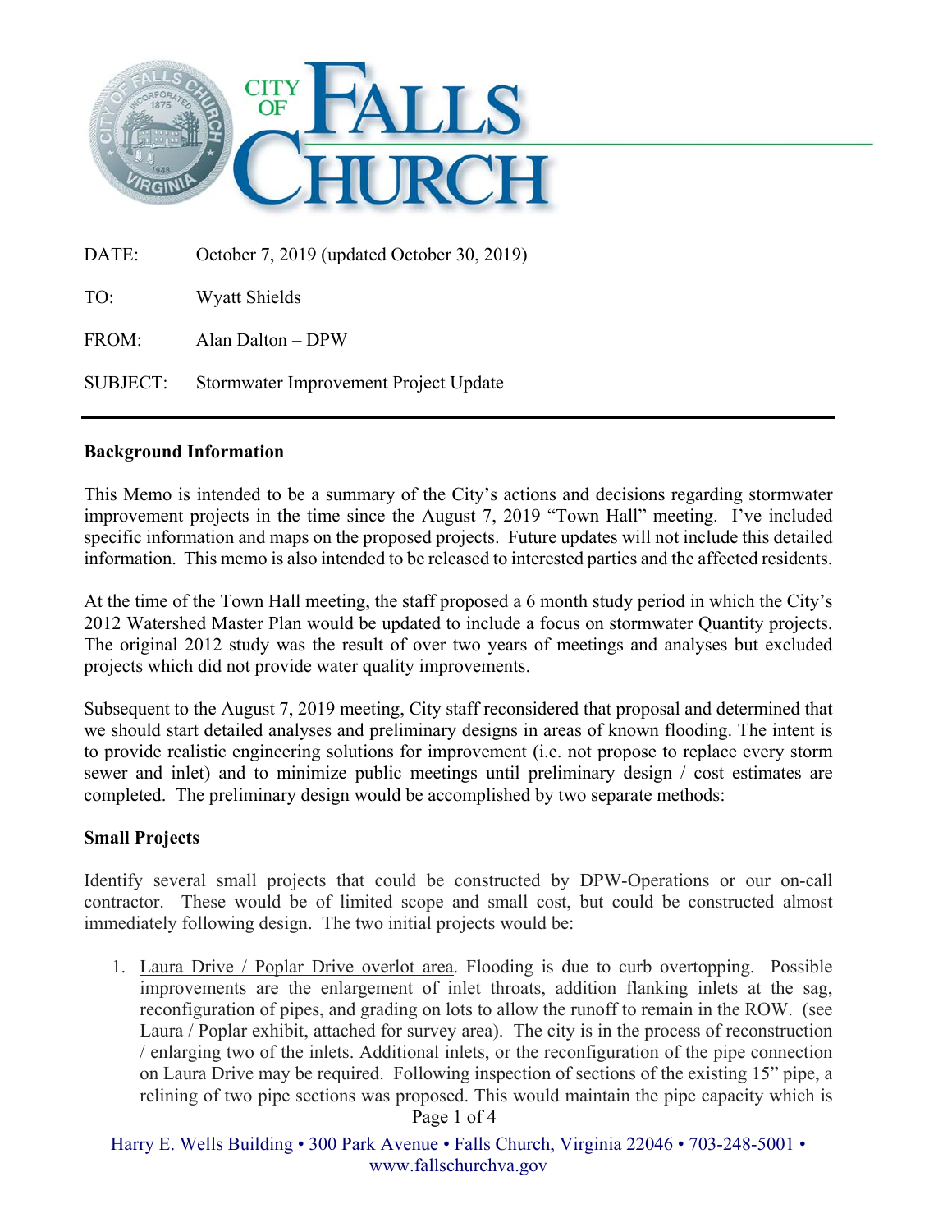DATE: October 7, 2019 (updated October 30, 2019)

TO: Wyatt Shields

FROM: Alan Dalton – DPW

SUBJECT: Stormwater Improvement Project Update

---

**Background Information**

This Memo is intended to be a summary of the City's actions and decisions regarding stormwater improvement projects in the time since the August 7, 2019 "Town Hall" meeting. I've included specific information and maps on the proposed projects. Future updates will not include this detailed information. This memo is also intended to be released to interested parties and the affected residents.

At the time of the Town Hall meeting, the staff proposed a 6 month study period in which the City's 2012 Watershed Master Plan would be updated to include a focus on stormwater Quantity projects. The original 2012 study was the result of over two years of meetings and analyses but excluded projects which did not provide water quality improvements.

Subsequent to the August 7, 2019 meeting, City staff reconsidered that proposal and determined that we should start detailed analyses and preliminary designs in areas of known flooding. The intent is to provide realistic engineering solutions for improvement (i.e. not propose to replace every storm sewer and inlet) and to minimize public meetings until preliminary design / cost estimates are completed. The preliminary design would be accomplished by two separate methods:

**Small Projects**

Identify several small projects that could be constructed by DPW-Operations or our on-call contractor. These would be of limited scope and small cost, but could be constructed almost immediately following design. The two initial projects would be:

1. Laura Drive / Poplar Drive overlot area. Flooding is due to curb overtopping. Possible improvements are the enlargement of inlet throats, addition flanking inlets at the sag, reconfiguration of pipes, and grading on lots to allow the runoff to remain in the ROW. (see Laura / Poplar exhibit, attached for survey area). The city is in the process of reconstruction / enlarging two of the inlets. Additional inlets, or the reconfiguration of the pipe connection on Laura Drive may be required. Following inspection of sections of the existing 15" pipe, a relining of two pipe sections was proposed. This would maintain the pipe capacity which is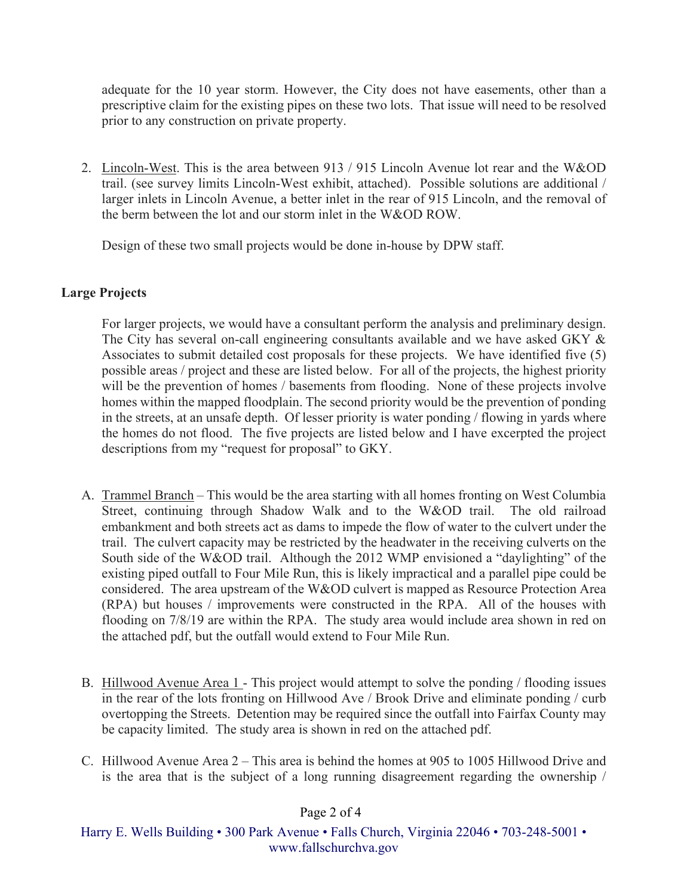adequate for the 10 year storm. However, the City does not have easements, other than a prescriptive claim for the existing pipes on these two lots. That issue will need to be resolved prior to any construction on private property.

2. Lincoln-West. This is the area between 913 / 915 Lincoln Avenue lot rear and the W&OD trail. (see survey limits Lincoln-West exhibit, attached). Possible solutions are additional / larger inlets in Lincoln Avenue, a better inlet in the rear of 915 Lincoln, and the removal of the berm between the lot and our storm inlet in the W&OD ROW.

   Design of these two small projects would be done in-house by DPW staff.

**Large Projects**

For larger projects, we would have a consultant perform the analysis and preliminary design. The City has several on-call engineering consultants available and we have asked GKY & Associates to submit detailed cost proposals for these projects. We have identified five (5) possible areas / project and these are listed below. For all of the projects, the highest priority will be the prevention of homes / basements from flooding. None of these projects involve homes within the mapped floodplain. The second priority would be the prevention of ponding in the streets, at an unsafe depth. Of lesser priority is water ponding / flowing in yards where the homes do not flood. The five projects are listed below and I have excerpted the project descriptions from my "request for proposal" to GKY.

A. Trammel Branch – This would be the area starting with all homes fronting on West Columbia Street, continuing through Shadow Walk and to the W&OD trail. The old railroad embankment and both streets act as dams to impede the flow of water to the culvert under the trail. The culvert capacity may be restricted by the headwater in the receiving culverts on the South side of the W&OD trail. Although the 2012 WMP envisioned a "daylighting" of the existing piped outfall to Four Mile Run, this is likely impractical and a parallel pipe could be considered. The area upstream of the W&OD culvert is mapped as Resource Protection Area (RPA) but houses / improvements were constructed in the RPA. All of the houses with flooding on 7/8/19 are within the RPA. The study area would include area shown in red on the attached pdf, but the outfall would extend to Four Mile Run.

B. Hillwood Avenue Area 1 - This project would attempt to solve the ponding / flooding issues in the rear of the lots fronting on Hillwood Ave / Brook Drive and eliminate ponding / curb overtopping the Streets. Detention may be required since the outfall into Fairfax County may be capacity limited. The study area is shown in red on the attached pdf.

C. Hillwood Avenue Area 2 – This area is behind the homes at 905 to 1005 Hillwood Drive and is the area that is the subject of a long running disagreement regarding the ownership /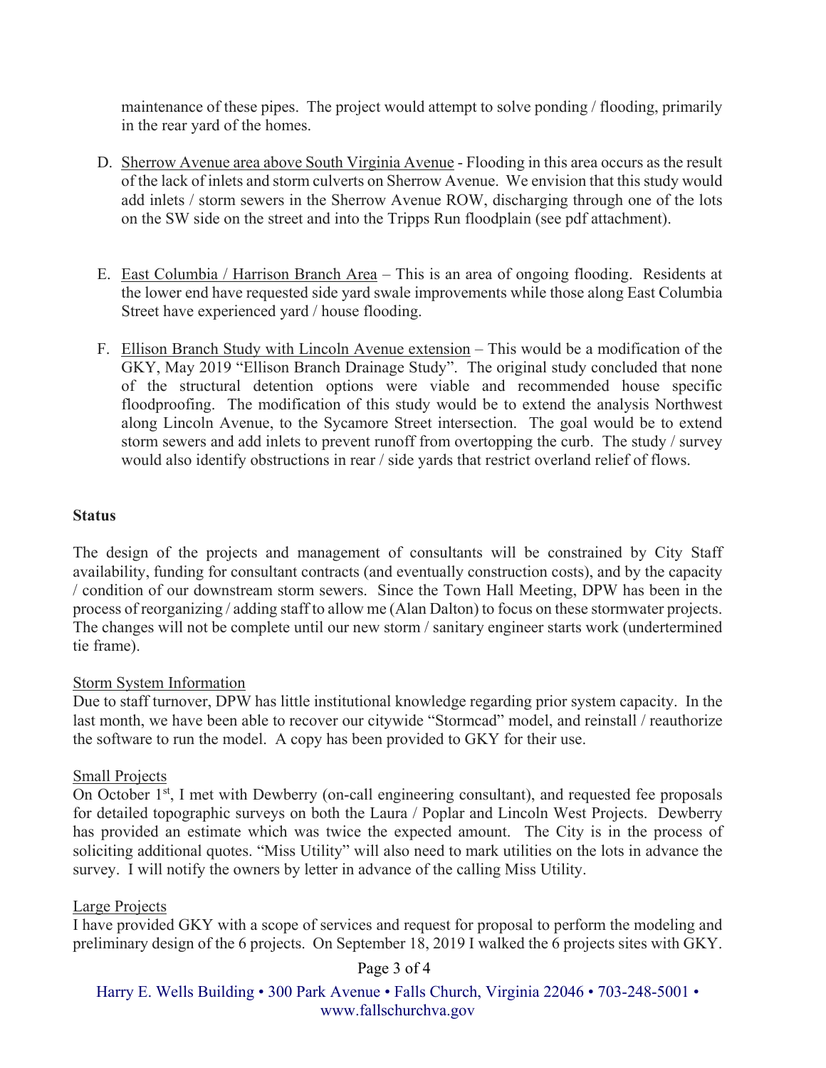maintenance of these pipes. The project would attempt to solve ponding / flooding, primarily in the rear yard of the homes.

D. <u>Sherrow Avenue area above South Virginia Avenue</u> - Flooding in this area occurs as the result of the lack of inlets and storm culverts on Sherrow Avenue. We envision that this study would add inlets / storm sewers in the Sherrow Avenue ROW, discharging through one of the lots on the SW side on the street and into the Tripps Run floodplain (see pdf attachment).

E. <u>East Columbia / Harrison Branch Area</u> – This is an area of ongoing flooding. Residents at the lower end have requested side yard swale improvements while those along East Columbia Street have experienced yard / house flooding.

F. <u>Ellison Branch Study with Lincoln Avenue extension</u> – This would be a modification of the GKY, May 2019 "Ellison Branch Drainage Study". The original study concluded that none of the structural detention options were viable and recommended house specific floodproofing. The modification of this study would be to extend the analysis Northwest along Lincoln Avenue, to the Sycamore Street intersection. The goal would be to extend storm sewers and add inlets to prevent runoff from overtopping the curb. The study / survey would also identify obstructions in rear / side yards that restrict overland relief of flows.

**Status**

The design of the projects and management of consultants will be constrained by City Staff availability, funding for consultant contracts (and eventually construction costs), and by the capacity / condition of our downstream storm sewers. Since the Town Hall Meeting, DPW has been in the process of reorganizing / adding staff to allow me (Alan Dalton) to focus on these stormwater projects. The changes will not be complete until our new storm / sanitary engineer starts work (undertermined tie frame).

<u>Storm System Information</u>

Due to staff turnover, DPW has little institutional knowledge regarding prior system capacity. In the last month, we have been able to recover our citywide "Stormcad" model, and reinstall / reauthorize the software to run the model. A copy has been provided to GKY for their use.

<u>Small Projects</u>

On October 1st, I met with Dewberry (on-call engineering consultant), and requested fee proposals for detailed topographic surveys on both the Laura / Poplar and Lincoln West Projects. Dewberry has provided an estimate which was twice the expected amount. The City is in the process of soliciting additional quotes. "Miss Utility" will also need to mark utilities on the lots in advance the survey. I will notify the owners by letter in advance of the calling Miss Utility.

<u>Large Projects</u>

I have provided GKY with a scope of services and request for proposal to perform the modeling and preliminary design of the 6 projects. On September 18, 2019 I walked the 6 projects sites with GKY.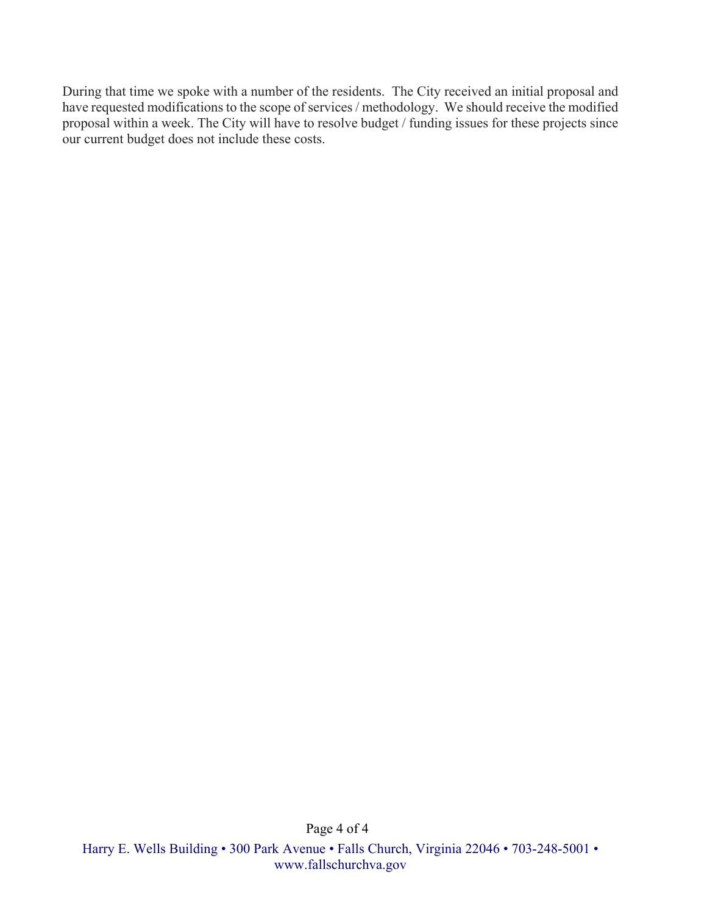During that time we spoke with a number of the residents. The City received an initial proposal and have requested modifications to the scope of services / methodology. We should receive the modified proposal within a week. The City will have to resolve budget / funding issues for these projects since our current budget does not include these costs.